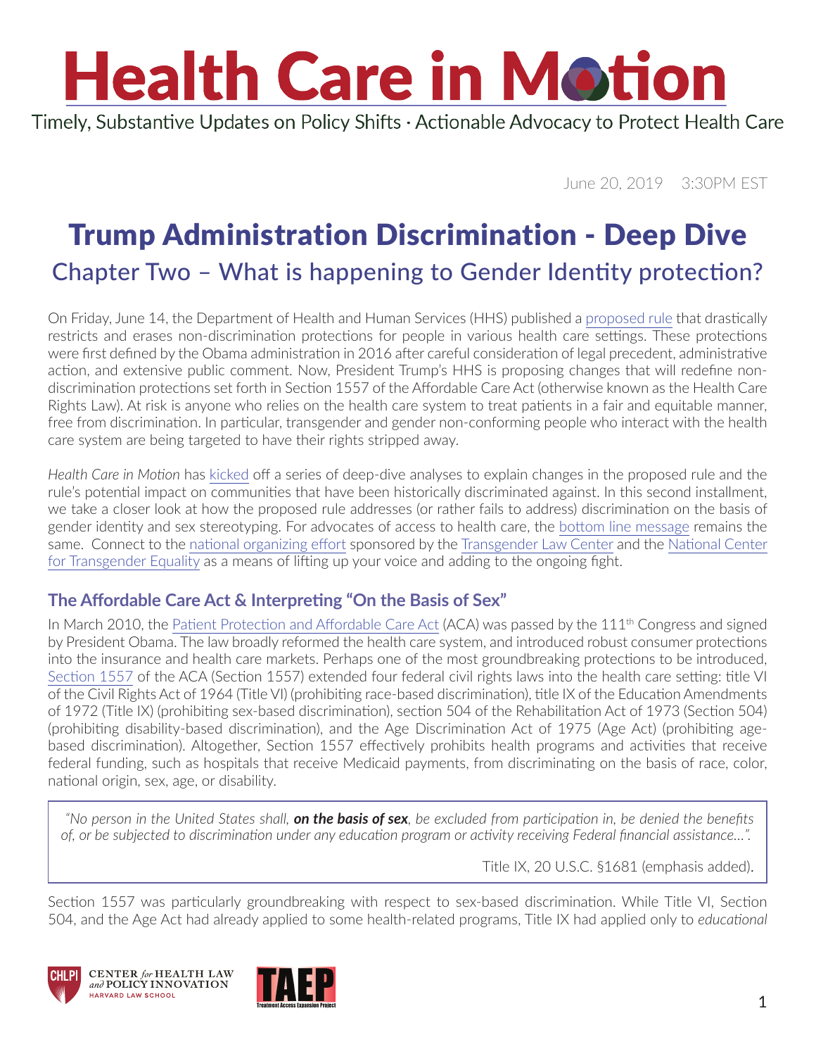# Health Care in Motion

Timely, Substantive Updates on Policy Shifts · Actionable Advocacy to Protect Health Care

June 20, 2019    3:30PM EST

## Trump Administration Discrimination - Deep Dive

### Chapter Two – What is happening to Gender Identity protection?

On Friday, June 14, the Department of Health and Human Services (HHS) published a proposed rule that drastically restricts and erases non-discrimination protections for people in various health care settings. These protections were first defined by the Obama administration in 2016 after careful consideration of legal precedent, administrative action, and extensive public comment. Now, President Trump's HHS is proposing changes that will redefine non-discrimination protections set forth in Section 1557 of the Affordable Care Act (otherwise known as the Health Care Rights Law). At risk is anyone who relies on the health care system to treat patients in a fair and equitable manner, free from discrimination. In particular, transgender and gender non-conforming people who interact with the health care system are being targeted to have their rights stripped away.

*Health Care in Motion* has kicked off a series of deep-dive analyses to explain changes in the proposed rule and the rule's potential impact on communities that have been historically discriminated against. In this second installment, we take a closer look at how the proposed rule addresses (or rather fails to address) discrimination on the basis of gender identity and sex stereotyping. For advocates of access to health care, the bottom line message remains the same. Connect to the national organizing effort sponsored by the Transgender Law Center and the National Center for Transgender Equality as a means of lifting up your voice and adding to the ongoing fight.

### The Affordable Care Act & Interpreting "On the Basis of Sex"

In March 2010, the Patient Protection and Affordable Care Act (ACA) was passed by the 111th Congress and signed by President Obama. The law broadly reformed the health care system, and introduced robust consumer protections into the insurance and health care markets. Perhaps one of the most groundbreaking protections to be introduced, Section 1557 of the ACA (Section 1557) extended four federal civil rights laws into the health care setting: title VI of the Civil Rights Act of 1964 (Title VI) (prohibiting race-based discrimination), title IX of the Education Amendments of 1972 (Title IX) (prohibiting sex-based discrimination), section 504 of the Rehabilitation Act of 1973 (Section 504) (prohibiting disability-based discrimination), and the Age Discrimination Act of 1975 (Age Act) (prohibiting age-based discrimination). Altogether, Section 1557 effectively prohibits health programs and activities that receive federal funding, such as hospitals that receive Medicaid payments, from discriminating on the basis of race, color, national origin, sex, age, or disability.

> *"No person in the United States shall, **on the basis of sex**, be excluded from participation in, be denied the benefits of, or be subjected to discrimination under any education program or activity receiving Federal financial assistance…".*
>
> Title IX, 20 U.S.C. §1681 (emphasis added).

Section 1557 was particularly groundbreaking with respect to sex-based discrimination. While Title VI, Section 504, and the Age Act had already applied to some health-related programs, Title IX had applied only to *educational*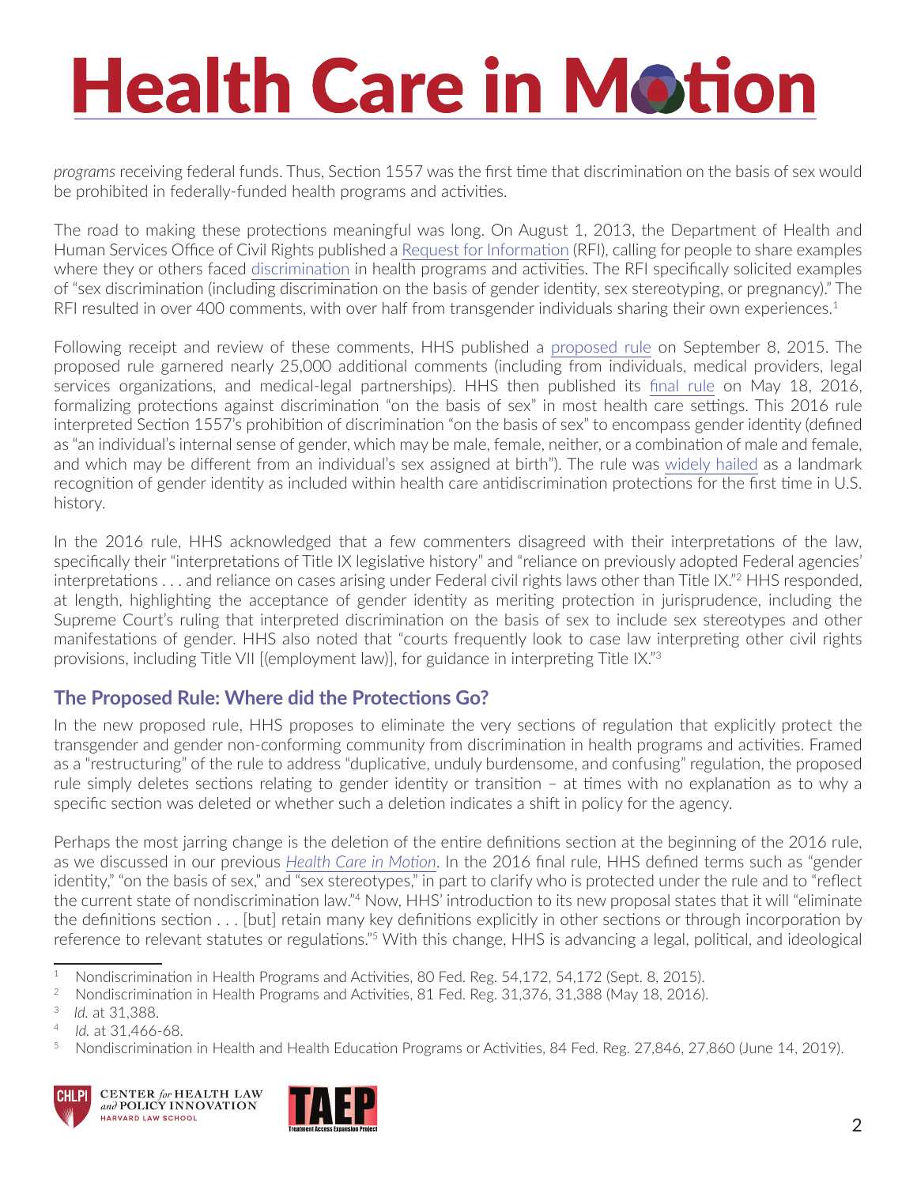*programs* receiving federal funds. Thus, Section 1557 was the first time that discrimination on the basis of sex would be prohibited in federally-funded health programs and activities.

The road to making these protections meaningful was long. On August 1, 2013, the Department of Health and Human Services Office of Civil Rights published a Request for Information (RFI), calling for people to share examples where they or others faced discrimination in health programs and activities. The RFI specifically solicited examples of "sex discrimination (including discrimination on the basis of gender identity, sex stereotyping, or pregnancy)." The RFI resulted in over 400 comments, with over half from transgender individuals sharing their own experiences.[1]

Following receipt and review of these comments, HHS published a proposed rule on September 8, 2015. The proposed rule garnered nearly 25,000 additional comments (including from individuals, medical providers, legal services organizations, and medical-legal partnerships). HHS then published its final rule on May 18, 2016, formalizing protections against discrimination "on the basis of sex" in most health care settings. This 2016 rule interpreted Section 1557's prohibition of discrimination "on the basis of sex" to encompass gender identity (defined as "an individual's internal sense of gender, which may be male, female, neither, or a combination of male and female, and which may be different from an individual's sex assigned at birth"). The rule was widely hailed as a landmark recognition of gender identity as included within health care antidiscrimination protections for the first time in U.S. history.

In the 2016 rule, HHS acknowledged that a few commenters disagreed with their interpretations of the law, specifically their "interpretations of Title IX legislative history" and "reliance on previously adopted Federal agencies' interpretations . . . and reliance on cases arising under Federal civil rights laws other than Title IX."[2] HHS responded, at length, highlighting the acceptance of gender identity as meriting protection in jurisprudence, including the Supreme Court's ruling that interpreted discrimination on the basis of sex to include sex stereotypes and other manifestations of gender. HHS also noted that "courts frequently look to case law interpreting other civil rights provisions, including Title VII [(employment law)], for guidance in interpreting Title IX."[3]

## The Proposed Rule: Where did the Protections Go?

In the new proposed rule, HHS proposes to eliminate the very sections of regulation that explicitly protect the transgender and gender non-conforming community from discrimination in health programs and activities. Framed as a "restructuring" of the rule to address "duplicative, unduly burdensome, and confusing" regulation, the proposed rule simply deletes sections relating to gender identity or transition – at times with no explanation as to why a specific section was deleted or whether such a deletion indicates a shift in policy for the agency.

Perhaps the most jarring change is the deletion of the entire definitions section at the beginning of the 2016 rule, as we discussed in our previous *Health Care in Motion*. In the 2016 final rule, HHS defined terms such as "gender identity," "on the basis of sex," and "sex stereotypes," in part to clarify who is protected under the rule and to "reflect the current state of nondiscrimination law."[4] Now, HHS' introduction to its new proposal states that it will "eliminate the definitions section . . . [but] retain many key definitions explicitly in other sections or through incorporation by reference to relevant statutes or regulations."[5] With this change, HHS is advancing a legal, political, and ideological

---

[1] Nondiscrimination in Health Programs and Activities, 80 Fed. Reg. 54,172, 54,172 (Sept. 8, 2015).

[2] Nondiscrimination in Health Programs and Activities, 81 Fed. Reg. 31,376, 31,388 (May 18, 2016).

[3] *Id.* at 31,388.

[4] *Id.* at 31,466-68.

[5] Nondiscrimination in Health and Health Education Programs or Activities, 84 Fed. Reg. 27,846, 27,860 (June 14, 2019).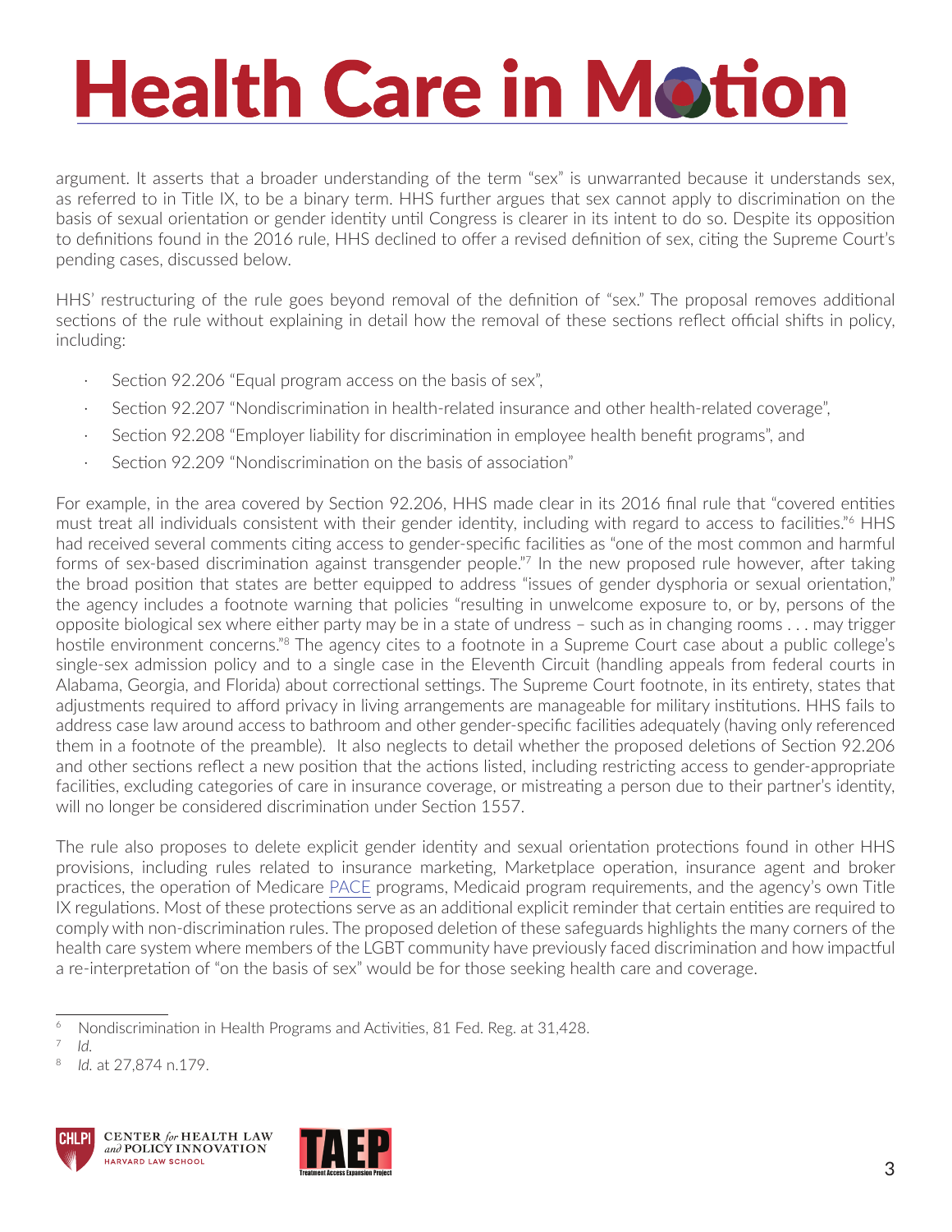argument. It asserts that a broader understanding of the term "sex" is unwarranted because it understands sex, as referred to in Title IX, to be a binary term. HHS further argues that sex cannot apply to discrimination on the basis of sexual orientation or gender identity until Congress is clearer in its intent to do so. Despite its opposition to definitions found in the 2016 rule, HHS declined to offer a revised definition of sex, citing the Supreme Court's pending cases, discussed below.

HHS' restructuring of the rule goes beyond removal of the definition of "sex." The proposal removes additional sections of the rule without explaining in detail how the removal of these sections reflect official shifts in policy, including:

- Section 92.206 "Equal program access on the basis of sex",
- Section 92.207 "Nondiscrimination in health-related insurance and other health-related coverage",
- Section 92.208 "Employer liability for discrimination in employee health benefit programs", and
- Section 92.209 "Nondiscrimination on the basis of association"

For example, in the area covered by Section 92.206, HHS made clear in its 2016 final rule that "covered entities must treat all individuals consistent with their gender identity, including with regard to access to facilities."[6] HHS had received several comments citing access to gender-specific facilities as "one of the most common and harmful forms of sex-based discrimination against transgender people."[7] In the new proposed rule however, after taking the broad position that states are better equipped to address "issues of gender dysphoria or sexual orientation," the agency includes a footnote warning that policies "resulting in unwelcome exposure to, or by, persons of the opposite biological sex where either party may be in a state of undress – such as in changing rooms . . . may trigger hostile environment concerns."[8] The agency cites to a footnote in a Supreme Court case about a public college's single-sex admission policy and to a single case in the Eleventh Circuit (handling appeals from federal courts in Alabama, Georgia, and Florida) about correctional settings. The Supreme Court footnote, in its entirety, states that adjustments required to afford privacy in living arrangements are manageable for military institutions. HHS fails to address case law around access to bathroom and other gender-specific facilities adequately (having only referenced them in a footnote of the preamble). It also neglects to detail whether the proposed deletions of Section 92.206 and other sections reflect a new position that the actions listed, including restricting access to gender-appropriate facilities, excluding categories of care in insurance coverage, or mistreating a person due to their partner's identity, will no longer be considered discrimination under Section 1557.

The rule also proposes to delete explicit gender identity and sexual orientation protections found in other HHS provisions, including rules related to insurance marketing, Marketplace operation, insurance agent and broker practices, the operation of Medicare PACE programs, Medicaid program requirements, and the agency's own Title IX regulations. Most of these protections serve as an additional explicit reminder that certain entities are required to comply with non-discrimination rules. The proposed deletion of these safeguards highlights the many corners of the health care system where members of the LGBT community have previously faced discrimination and how impactful a re-interpretation of "on the basis of sex" would be for those seeking health care and coverage.

---

[6] Nondiscrimination in Health Programs and Activities, 81 Fed. Reg. at 31,428.

[7] *Id.*

[8] *Id.* at 27,874 n.179.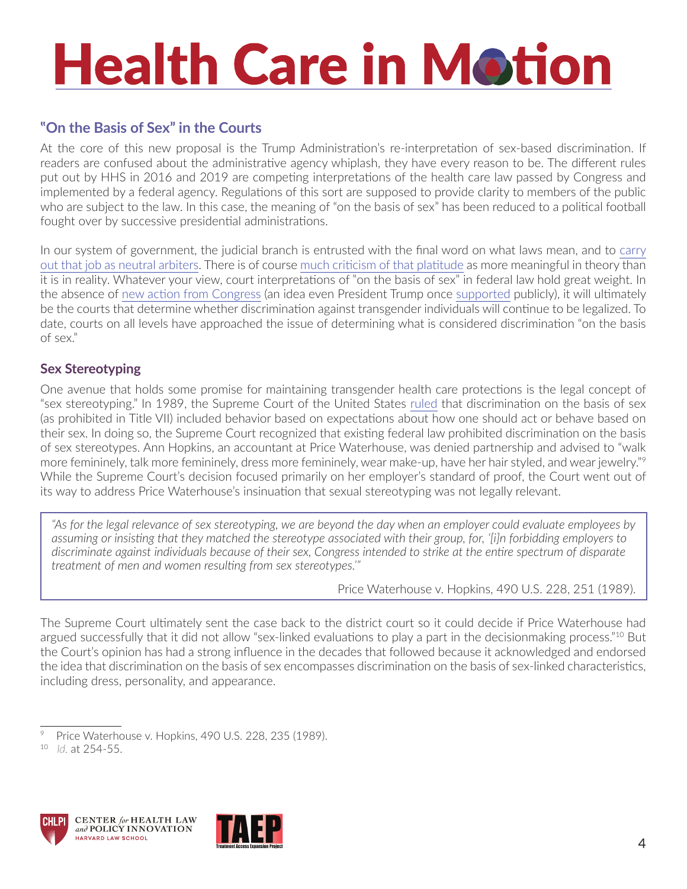## "On the Basis of Sex" in the Courts

At the core of this new proposal is the Trump Administration's re-interpretation of sex-based discrimination. If readers are confused about the administrative agency whiplash, they have every reason to be. The different rules put out by HHS in 2016 and 2019 are competing interpretations of the health care law passed by Congress and implemented by a federal agency. Regulations of this sort are supposed to provide clarity to members of the public who are subject to the law. In this case, the meaning of "on the basis of sex" has been reduced to a political football fought over by successive presidential administrations.

In our system of government, the judicial branch is entrusted with the final word on what laws mean, and to carry out that job as neutral arbiters. There is of course much criticism of that platitude as more meaningful in theory than it is in reality. Whatever your view, court interpretations of "on the basis of sex" in federal law hold great weight. In the absence of new action from Congress (an idea even President Trump once supported publicly), it will ultimately be the courts that determine whether discrimination against transgender individuals will continue to be legalized. To date, courts on all levels have approached the issue of determining what is considered discrimination "on the basis of sex."

### Sex Stereotyping

One avenue that holds some promise for maintaining transgender health care protections is the legal concept of "sex stereotyping." In 1989, the Supreme Court of the United States ruled that discrimination on the basis of sex (as prohibited in Title VII) included behavior based on expectations about how one should act or behave based on their sex. In doing so, the Supreme Court recognized that existing federal law prohibited discrimination on the basis of sex stereotypes. Ann Hopkins, an accountant at Price Waterhouse, was denied partnership and advised to "walk more femininely, talk more femininely, dress more femininely, wear make-up, have her hair styled, and wear jewelry."[9] While the Supreme Court's decision focused primarily on her employer's standard of proof, the Court went out of its way to address Price Waterhouse's insinuation that sexual stereotyping was not legally relevant.

> *"As for the legal relevance of sex stereotyping, we are beyond the day when an employer could evaluate employees by assuming or insisting that they matched the stereotype associated with their group, for, '[i]n forbidding employers to discriminate against individuals because of their sex, Congress intended to strike at the entire spectrum of disparate treatment of men and women resulting from sex stereotypes.'"*
>
> Price Waterhouse v. Hopkins, 490 U.S. 228, 251 (1989).

The Supreme Court ultimately sent the case back to the district court so it could decide if Price Waterhouse had argued successfully that it did not allow "sex-linked evaluations to play a part in the decisionmaking process."[10] But the Court's opinion has had a strong influence in the decades that followed because it acknowledged and endorsed the idea that discrimination on the basis of sex encompasses discrimination on the basis of sex-linked characteristics, including dress, personality, and appearance.

---

[9] Price Waterhouse v. Hopkins, 490 U.S. 228, 235 (1989).

[10] *Id.* at 254-55.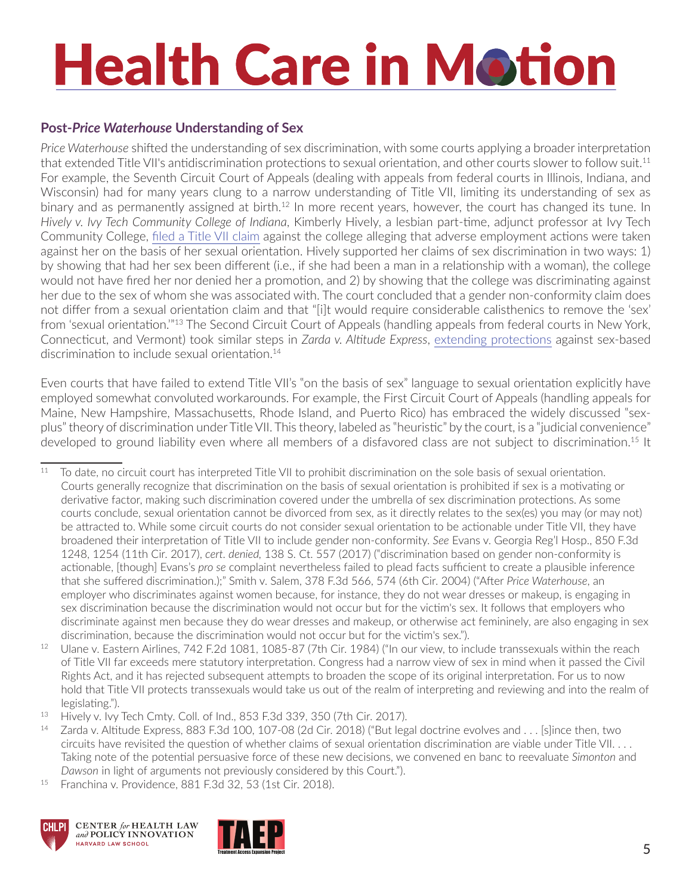### Post-*Price Waterhouse* Understanding of Sex

*Price Waterhouse* shifted the understanding of sex discrimination, with some courts applying a broader interpretation that extended Title VII's antidiscrimination protections to sexual orientation, and other courts slower to follow suit.[11] For example, the Seventh Circuit Court of Appeals (dealing with appeals from federal courts in Illinois, Indiana, and Wisconsin) had for many years clung to a narrow understanding of Title VII, limiting its understanding of sex as binary and as permanently assigned at birth.[12] In more recent years, however, the court has changed its tune. In *Hively v. Ivy Tech Community College of Indiana*, Kimberly Hively, a lesbian part-time, adjunct professor at Ivy Tech Community College, filed a Title VII claim against the college alleging that adverse employment actions were taken against her on the basis of her sexual orientation. Hively supported her claims of sex discrimination in two ways: 1) by showing that had her sex been different (i.e., if she had been a man in a relationship with a woman), the college would not have fired her nor denied her a promotion, and 2) by showing that the college was discriminating against her due to the sex of whom she was associated with. The court concluded that a gender non-conformity claim does not differ from a sexual orientation claim and that "[i]t would require considerable calisthenics to remove the 'sex' from 'sexual orientation.'"[13] The Second Circuit Court of Appeals (handling appeals from federal courts in New York, Connecticut, and Vermont) took similar steps in *Zarda v. Altitude Express*, extending protections against sex-based discrimination to include sexual orientation.[14]

Even courts that have failed to extend Title VII's "on the basis of sex" language to sexual orientation explicitly have employed somewhat convoluted workarounds. For example, the First Circuit Court of Appeals (handling appeals for Maine, New Hampshire, Massachusetts, Rhode Island, and Puerto Rico) has embraced the widely discussed "sex-plus" theory of discrimination under Title VII. This theory, labeled as "heuristic" by the court, is a "judicial convenience" developed to ground liability even where all members of a disfavored class are not subject to discrimination.[15] It

---

[11] To date, no circuit court has interpreted Title VII to prohibit discrimination on the sole basis of sexual orientation. Courts generally recognize that discrimination on the basis of sexual orientation is prohibited if sex is a motivating or derivative factor, making such discrimination covered under the umbrella of sex discrimination protections. As some courts conclude, sexual orientation cannot be divorced from sex, as it directly relates to the sex(es) you may (or may not) be attracted to. While some circuit courts do not consider sexual orientation to be actionable under Title VII, they have broadened their interpretation of Title VII to include gender non-conformity. *See* Evans v. Georgia Reg'l Hosp., 850 F.3d 1248, 1254 (11th Cir. 2017), *cert. denied*, 138 S. Ct. 557 (2017) ("discrimination based on gender non-conformity is actionable, [though] Evans's *pro se* complaint nevertheless failed to plead facts sufficient to create a plausible inference that she suffered discrimination.);" Smith v. Salem, 378 F.3d 566, 574 (6th Cir. 2004) ("After *Price Waterhouse*, an employer who discriminates against women because, for instance, they do not wear dresses or makeup, is engaging in sex discrimination because the discrimination would not occur but for the victim's sex. It follows that employers who discriminate against men because they do wear dresses and makeup, or otherwise act femininely, are also engaging in sex discrimination, because the discrimination would not occur but for the victim's sex.").

[12] Ulane v. Eastern Airlines, 742 F.2d 1081, 1085-87 (7th Cir. 1984) ("In our view, to include transsexuals within the reach of Title VII far exceeds mere statutory interpretation. Congress had a narrow view of sex in mind when it passed the Civil Rights Act, and it has rejected subsequent attempts to broaden the scope of its original interpretation. For us to now hold that Title VII protects transsexuals would take us out of the realm of interpreting and reviewing and into the realm of legislating.").

[13] Hively v. Ivy Tech Cmty. Coll. of Ind., 853 F.3d 339, 350 (7th Cir. 2017).

[14] Zarda v. Altitude Express, 883 F.3d 100, 107-08 (2d Cir. 2018) ("But legal doctrine evolves and . . . [s]ince then, two circuits have revisited the question of whether claims of sexual orientation discrimination are viable under Title VII. . . . Taking note of the potential persuasive force of these new decisions, we convened en banc to reevaluate *Simonton* and *Dawson* in light of arguments not previously considered by this Court.").

[15] Franchina v. Providence, 881 F.3d 32, 53 (1st Cir. 2018).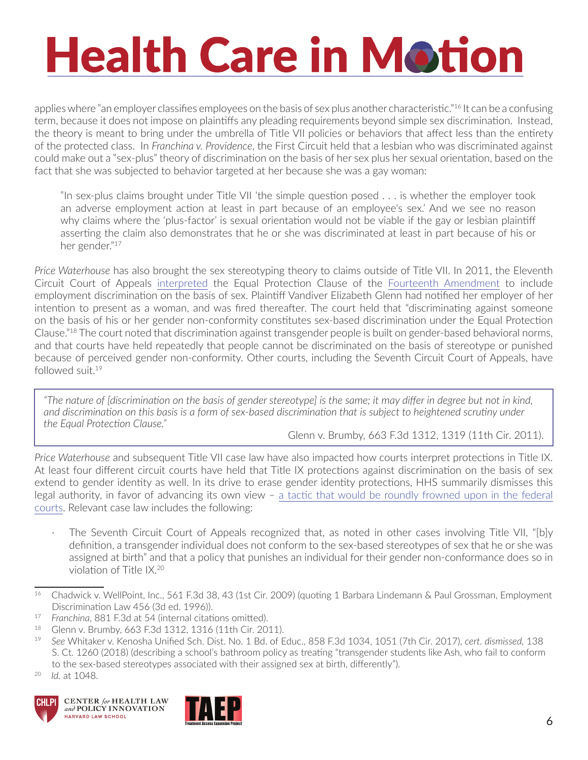applies where "an employer classifies employees on the basis of sex plus another characteristic."[16] It can be a confusing term, because it does not impose on plaintiffs any pleading requirements beyond simple sex discrimination. Instead, the theory is meant to bring under the umbrella of Title VII policies or behaviors that affect less than the entirety of the protected class. In *Franchina v. Providence*, the First Circuit held that a lesbian who was discriminated against could make out a "sex-plus" theory of discrimination on the basis of her sex plus her sexual orientation, based on the fact that she was subjected to behavior targeted at her because she was a gay woman:

> "In sex-plus claims brought under Title VII 'the simple question posed . . . is whether the employer took an adverse employment action at least in part because of an employee's sex.' And we see no reason why claims where the 'plus-factor' is sexual orientation would not be viable if the gay or lesbian plaintiff asserting the claim also demonstrates that he or she was discriminated at least in part because of his or her gender."[17]

*Price Waterhouse* has also brought the sex stereotyping theory to claims outside of Title VII. In 2011, the Eleventh Circuit Court of Appeals interpreted the Equal Protection Clause of the Fourteenth Amendment to include employment discrimination on the basis of sex. Plaintiff Vandiver Elizabeth Glenn had notified her employer of her intention to present as a woman, and was fired thereafter. The court held that "discriminating against someone on the basis of his or her gender non-conformity constitutes sex-based discrimination under the Equal Protection Clause."[18] The court noted that discrimination against transgender people is built on gender-based behavioral norms, and that courts have held repeatedly that people cannot be discriminated on the basis of stereotype or punished because of perceived gender non-conformity. Other courts, including the Seventh Circuit Court of Appeals, have followed suit.[19]

> *"The nature of [discrimination on the basis of gender stereotype] is the same; it may differ in degree but not in kind, and discrimination on this basis is a form of sex-based discrimination that is subject to heightened scrutiny under the Equal Protection Clause."*
>
> Glenn v. Brumby, 663 F.3d 1312, 1319 (11th Cir. 2011).

*Price Waterhouse* and subsequent Title VII case law have also impacted how courts interpret protections in Title IX. At least four different circuit courts have held that Title IX protections against discrimination on the basis of sex extend to gender identity as well. In its drive to erase gender identity protections, HHS summarily dismisses this legal authority, in favor of advancing its own view – a tactic that would be roundly frowned upon in the federal courts. Relevant case law includes the following:

- The Seventh Circuit Court of Appeals recognized that, as noted in other cases involving Title VII, "[b]y definition, a transgender individual does not conform to the sex-based stereotypes of sex that he or she was assigned at birth" and that a policy that punishes an individual for their gender non-conformance does so in violation of Title IX.[20]

---

[16] Chadwick v. WellPoint, Inc., 561 F.3d 38, 43 (1st Cir. 2009) (quoting 1 Barbara Lindemann & Paul Grossman, Employment Discrimination Law 456 (3d ed. 1996)).

[17] *Franchina*, 881 F.3d at 54 (internal citations omitted).

[18] Glenn v. Brumby, 663 F.3d 1312, 1316 (11th Cir. 2011).

[19] *See* Whitaker v. Kenosha Unified Sch. Dist. No. 1 Bd. of Educ., 858 F.3d 1034, 1051 (7th Cir. 2017), *cert. dismissed*, 138 S. Ct. 1260 (2018) (describing a school's bathroom policy as treating "transgender students like Ash, who fail to conform to the sex-based stereotypes associated with their assigned sex at birth, differently").

[20] *Id.* at 1048.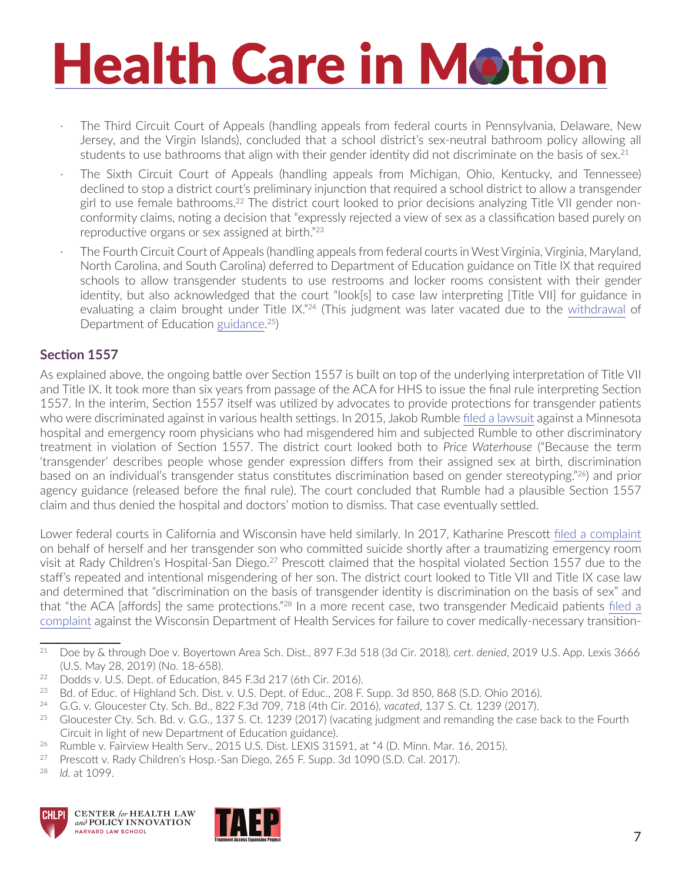- The Third Circuit Court of Appeals (handling appeals from federal courts in Pennsylvania, Delaware, New Jersey, and the Virgin Islands), concluded that a school district's sex-neutral bathroom policy allowing all students to use bathrooms that align with their gender identity did not discriminate on the basis of sex.[21]
- The Sixth Circuit Court of Appeals (handling appeals from Michigan, Ohio, Kentucky, and Tennessee) declined to stop a district court's preliminary injunction that required a school district to allow a transgender girl to use female bathrooms.[22] The district court looked to prior decisions analyzing Title VII gender non-conformity claims, noting a decision that "expressly rejected a view of sex as a classification based purely on reproductive organs or sex assigned at birth."[23]
- The Fourth Circuit Court of Appeals (handling appeals from federal courts in West Virginia, Virginia, Maryland, North Carolina, and South Carolina) deferred to Department of Education guidance on Title IX that required schools to allow transgender students to use restrooms and locker rooms consistent with their gender identity, but also acknowledged that the court "look[s] to case law interpreting [Title VII] for guidance in evaluating a claim brought under Title IX."[24] (This judgment was later vacated due to the withdrawal of Department of Education guidance.[25])

## Section 1557

As explained above, the ongoing battle over Section 1557 is built on top of the underlying interpretation of Title VII and Title IX. It took more than six years from passage of the ACA for HHS to issue the final rule interpreting Section 1557. In the interim, Section 1557 itself was utilized by advocates to provide protections for transgender patients who were discriminated against in various health settings. In 2015, Jakob Rumble filed a lawsuit against a Minnesota hospital and emergency room physicians who had misgendered him and subjected Rumble to other discriminatory treatment in violation of Section 1557. The district court looked both to *Price Waterhouse* ("Because the term 'transgender' describes people whose gender expression differs from their assigned sex at birth, discrimination based on an individual's transgender status constitutes discrimination based on gender stereotyping."[26]) and prior agency guidance (released before the final rule). The court concluded that Rumble had a plausible Section 1557 claim and thus denied the hospital and doctors' motion to dismiss. That case eventually settled.

Lower federal courts in California and Wisconsin have held similarly. In 2017, Katharine Prescott filed a complaint on behalf of herself and her transgender son who committed suicide shortly after a traumatizing emergency room visit at Rady Children's Hospital-San Diego.[27] Prescott claimed that the hospital violated Section 1557 due to the staff's repeated and intentional misgendering of her son. The district court looked to Title VII and Title IX case law and determined that "discrimination on the basis of transgender identity is discrimination on the basis of sex" and that "the ACA [affords] the same protections."[28] In a more recent case, two transgender Medicaid patients filed a complaint against the Wisconsin Department of Health Services for failure to cover medically-necessary transition-

---

[21] Doe by & through Doe v. Boyertown Area Sch. Dist., 897 F.3d 518 (3d Cir. 2018), *cert. denied*, 2019 U.S. App. Lexis 3666 (U.S. May 28, 2019) (No. 18-658).

[22] Dodds v. U.S. Dept. of Education, 845 F.3d 217 (6th Cir. 2016).

[23] Bd. of Educ. of Highland Sch. Dist. v. U.S. Dept. of Educ., 208 F. Supp. 3d 850, 868 (S.D. Ohio 2016).

[24] G.G. v. Gloucester Cty. Sch. Bd., 822 F.3d 709, 718 (4th Cir. 2016), *vacated*, 137 S. Ct. 1239 (2017).

[25] Gloucester Cty. Sch. Bd. v. G.G., 137 S. Ct. 1239 (2017) (vacating judgment and remanding the case back to the Fourth Circuit in light of new Department of Education guidance).

[26] Rumble v. Fairview Health Serv., 2015 U.S. Dist. LEXIS 31591, at *4 (D. Minn. Mar. 16, 2015).

[27] Prescott v. Rady Children's Hosp.-San Diego, 265 F. Supp. 3d 1090 (S.D. Cal. 2017).

[28] *Id.* at 1099.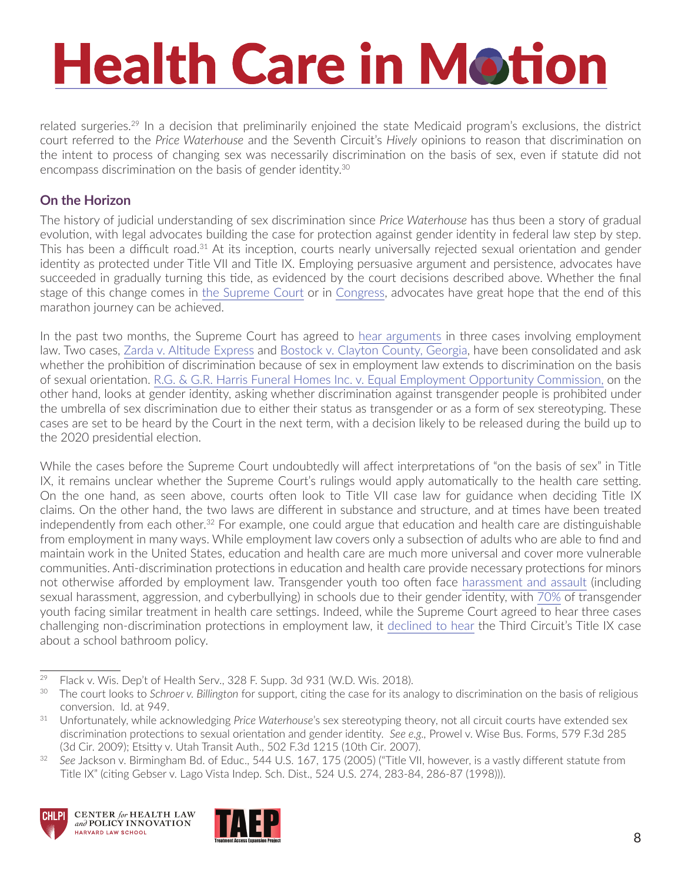related surgeries.[29] In a decision that preliminarily enjoined the state Medicaid program's exclusions, the district court referred to the *Price Waterhouse* and the Seventh Circuit's *Hively* opinions to reason that discrimination on the intent to process of changing sex was necessarily discrimination on the basis of sex, even if statute did not encompass discrimination on the basis of gender identity.[30]

## On the Horizon

The history of judicial understanding of sex discrimination since *Price Waterhouse* has thus been a story of gradual evolution, with legal advocates building the case for protection against gender identity in federal law step by step. This has been a difficult road.[31] At its inception, courts nearly universally rejected sexual orientation and gender identity as protected under Title VII and Title IX. Employing persuasive argument and persistence, advocates have succeeded in gradually turning this tide, as evidenced by the court decisions described above. Whether the final stage of this change comes in the Supreme Court or in Congress, advocates have great hope that the end of this marathon journey can be achieved.

In the past two months, the Supreme Court has agreed to hear arguments in three cases involving employment law. Two cases, Zarda v. Altitude Express and Bostock v. Clayton County, Georgia, have been consolidated and ask whether the prohibition of discrimination because of sex in employment law extends to discrimination on the basis of sexual orientation. R.G. & G.R. Harris Funeral Homes Inc. v. Equal Employment Opportunity Commission, on the other hand, looks at gender identity, asking whether discrimination against transgender people is prohibited under the umbrella of sex discrimination due to either their status as transgender or as a form of sex stereotyping. These cases are set to be heard by the Court in the next term, with a decision likely to be released during the build up to the 2020 presidential election.

While the cases before the Supreme Court undoubtedly will affect interpretations of "on the basis of sex" in Title IX, it remains unclear whether the Supreme Court's rulings would apply automatically to the health care setting. On the one hand, as seen above, courts often look to Title VII case law for guidance when deciding Title IX claims. On the other hand, the two laws are different in substance and structure, and at times have been treated independently from each other.[32] For example, one could argue that education and health care are distinguishable from employment in many ways. While employment law covers only a subsection of adults who are able to find and maintain work in the United States, education and health care are much more universal and cover more vulnerable communities. Anti-discrimination protections in education and health care provide necessary protections for minors not otherwise afforded by employment law. Transgender youth too often face harassment and assault (including sexual harassment, aggression, and cyberbullying) in schools due to their gender identity, with 70% of transgender youth facing similar treatment in health care settings. Indeed, while the Supreme Court agreed to hear three cases challenging non-discrimination protections in employment law, it declined to hear the Third Circuit's Title IX case about a school bathroom policy.

---

[29] Flack v. Wis. Dep't of Health Serv., 328 F. Supp. 3d 931 (W.D. Wis. 2018).

[30] The court looks to *Schroer v. Billington* for support, citing the case for its analogy to discrimination on the basis of religious conversion. Id. at 949.

[31] Unfortunately, while acknowledging *Price Waterhouse*'s sex stereotyping theory, not all circuit courts have extended sex discrimination protections to sexual orientation and gender identity. *See e.g.*, Prowel v. Wise Bus. Forms, 579 F.3d 285 (3d Cir. 2009); Etsitty v. Utah Transit Auth., 502 F.3d 1215 (10th Cir. 2007).

[32] *See* Jackson v. Birmingham Bd. of Educ., 544 U.S. 167, 175 (2005) ("Title VII, however, is a vastly different statute from Title IX" (citing Gebser v. Lago Vista Indep. Sch. Dist., 524 U.S. 274, 283-84, 286-87 (1998))).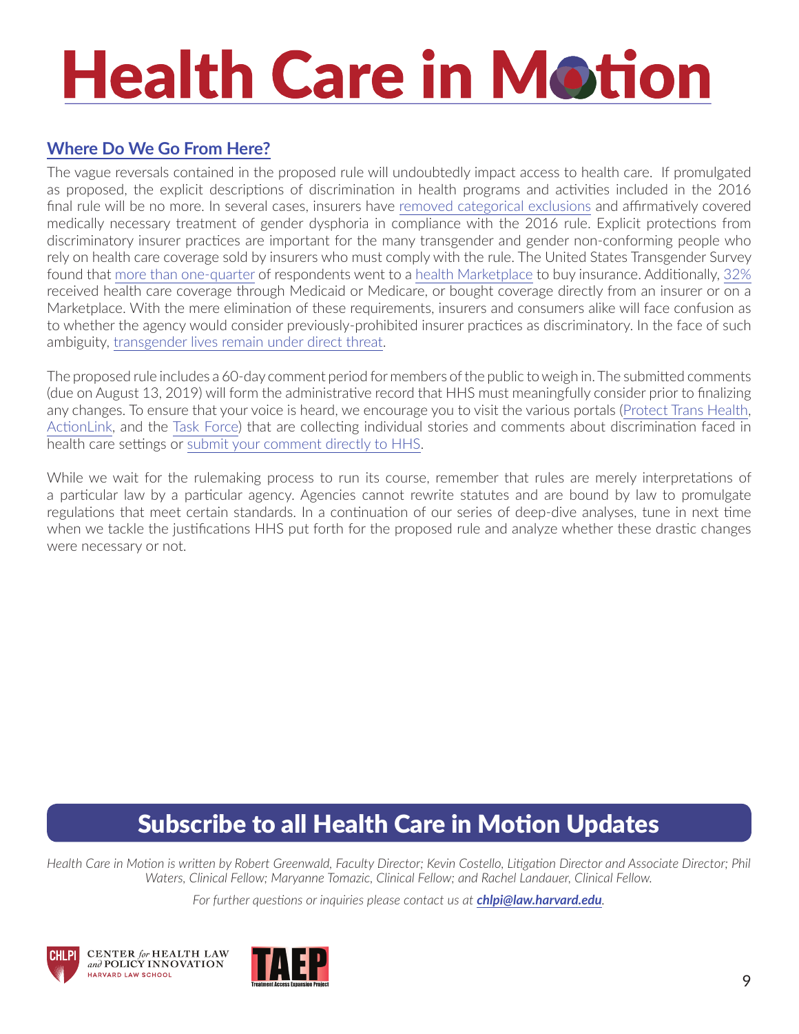# Health Care in Motion

## Where Do We Go From Here?

The vague reversals contained in the proposed rule will undoubtedly impact access to health care. If promulgated as proposed, the explicit descriptions of discrimination in health programs and activities included in the 2016 final rule will be no more. In several cases, insurers have removed categorical exclusions and affirmatively covered medically necessary treatment of gender dysphoria in compliance with the 2016 rule. Explicit protections from discriminatory insurer practices are important for the many transgender and gender non-conforming people who rely on health care coverage sold by insurers who must comply with the rule. The United States Transgender Survey found that more than one-quarter of respondents went to a health Marketplace to buy insurance. Additionally, 32% received health care coverage through Medicaid or Medicare, or bought coverage directly from an insurer or on a Marketplace. With the mere elimination of these requirements, insurers and consumers alike will face confusion as to whether the agency would consider previously-prohibited insurer practices as discriminatory. In the face of such ambiguity, transgender lives remain under direct threat.

The proposed rule includes a 60-day comment period for members of the public to weigh in. The submitted comments (due on August 13, 2019) will form the administrative record that HHS must meaningfully consider prior to finalizing any changes. To ensure that your voice is heard, we encourage you to visit the various portals (Protect Trans Health, ActionLink, and the Task Force) that are collecting individual stories and comments about discrimination faced in health care settings or submit your comment directly to HHS.

While we wait for the rulemaking process to run its course, remember that rules are merely interpretations of a particular law by a particular agency. Agencies cannot rewrite statutes and are bound by law to promulgate regulations that meet certain standards. In a continuation of our series of deep-dive analyses, tune in next time when we tackle the justifications HHS put forth for the proposed rule and analyze whether these drastic changes were necessary or not.

## Subscribe to all Health Care in Motion Updates

*Health Care in Motion is written by Robert Greenwald, Faculty Director; Kevin Costello, Litigation Director and Associate Director; Phil Waters, Clinical Fellow; Maryanne Tomazic, Clinical Fellow; and Rachel Landauer, Clinical Fellow.*

*For further questions or inquiries please contact us at* ***chlpi@law.harvard.edu****.*

CHLPI CENTER *for* HEALTH LAW *and* POLICY INNOVATION HARVARD LAW SCHOOL

TAEP Treatment Access Expansion Project